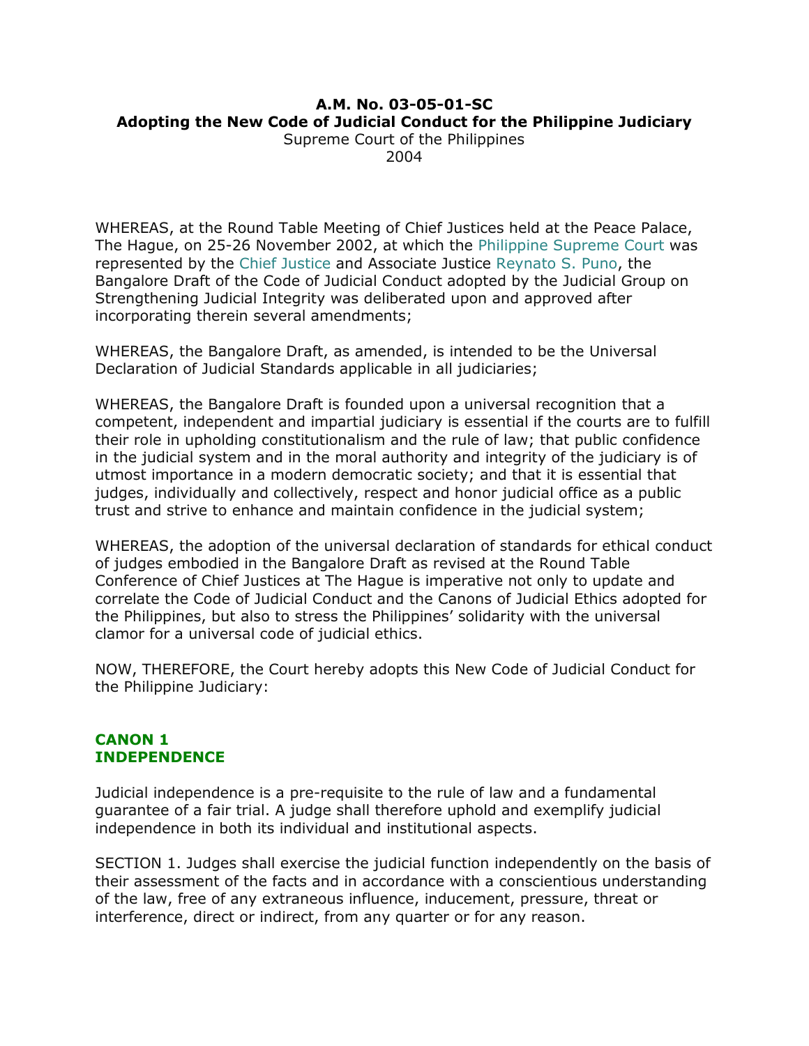# A.M. No. 03-05-01-SC
# Adopting the New Code of Judicial Conduct for the Philippine Judiciary

Supreme Court of the Philippines
2004

WHEREAS, at the Round Table Meeting of Chief Justices held at the Peace Palace, The Hague, on 25-26 November 2002, at which the Philippine Supreme Court was represented by the Chief Justice and Associate Justice Reynato S. Puno, the Bangalore Draft of the Code of Judicial Conduct adopted by the Judicial Group on Strengthening Judicial Integrity was deliberated upon and approved after incorporating therein several amendments;

WHEREAS, the Bangalore Draft, as amended, is intended to be the Universal Declaration of Judicial Standards applicable in all judiciaries;

WHEREAS, the Bangalore Draft is founded upon a universal recognition that a competent, independent and impartial judiciary is essential if the courts are to fulfill their role in upholding constitutionalism and the rule of law; that public confidence in the judicial system and in the moral authority and integrity of the judiciary is of utmost importance in a modern democratic society; and that it is essential that judges, individually and collectively, respect and honor judicial office as a public trust and strive to enhance and maintain confidence in the judicial system;

WHEREAS, the adoption of the universal declaration of standards for ethical conduct of judges embodied in the Bangalore Draft as revised at the Round Table Conference of Chief Justices at The Hague is imperative not only to update and correlate the Code of Judicial Conduct and the Canons of Judicial Ethics adopted for the Philippines, but also to stress the Philippines' solidarity with the universal clamor for a universal code of judicial ethics.

NOW, THEREFORE, the Court hereby adopts this New Code of Judicial Conduct for the Philippine Judiciary:

## CANON 1
## INDEPENDENCE

Judicial independence is a pre-requisite to the rule of law and a fundamental guarantee of a fair trial. A judge shall therefore uphold and exemplify judicial independence in both its individual and institutional aspects.

SECTION 1. Judges shall exercise the judicial function independently on the basis of their assessment of the facts and in accordance with a conscientious understanding of the law, free of any extraneous influence, inducement, pressure, threat or interference, direct or indirect, from any quarter or for any reason.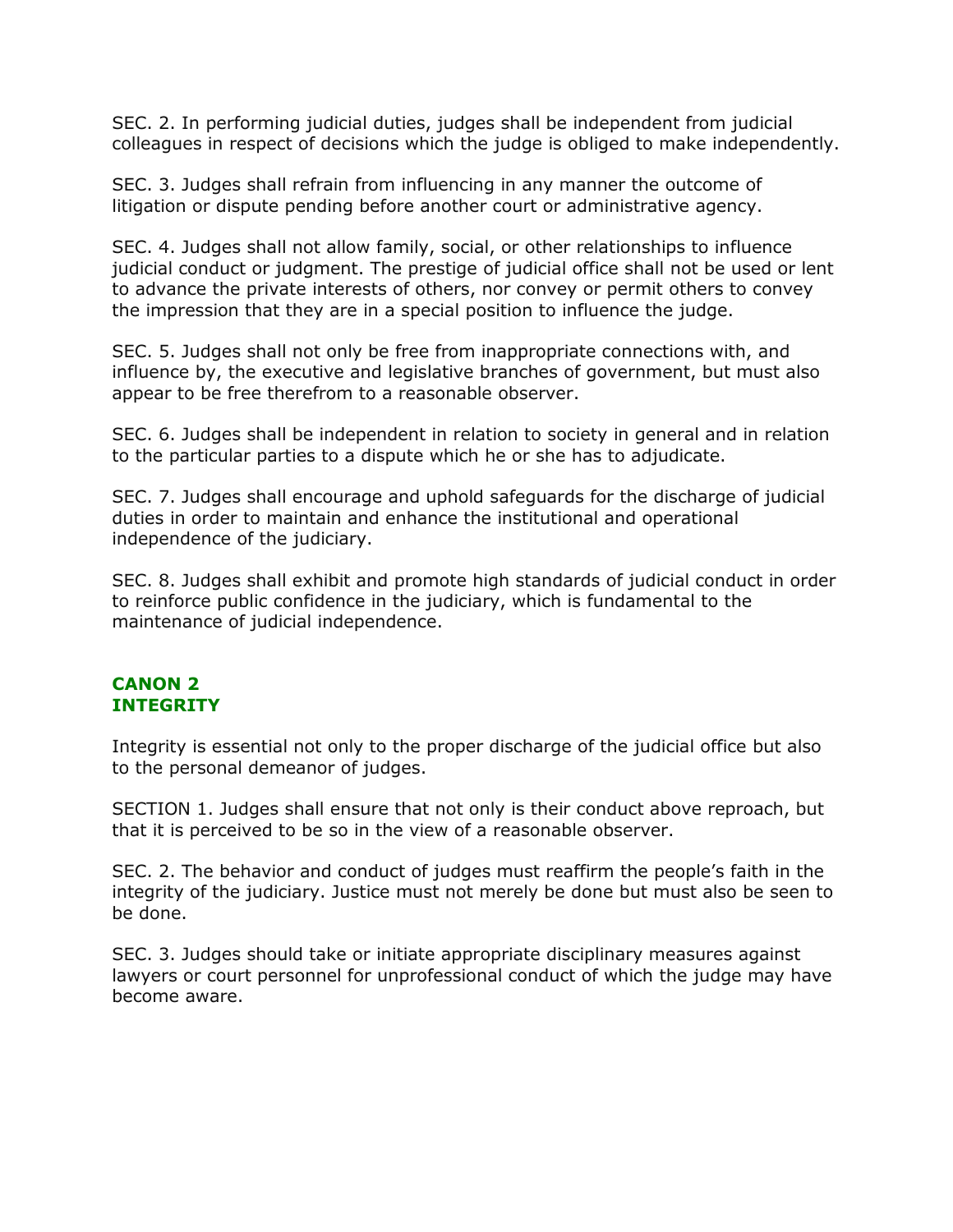SEC. 2. In performing judicial duties, judges shall be independent from judicial colleagues in respect of decisions which the judge is obliged to make independently.

SEC. 3. Judges shall refrain from influencing in any manner the outcome of litigation or dispute pending before another court or administrative agency.

SEC. 4. Judges shall not allow family, social, or other relationships to influence judicial conduct or judgment. The prestige of judicial office shall not be used or lent to advance the private interests of others, nor convey or permit others to convey the impression that they are in a special position to influence the judge.

SEC. 5. Judges shall not only be free from inappropriate connections with, and influence by, the executive and legislative branches of government, but must also appear to be free therefrom to a reasonable observer.

SEC. 6. Judges shall be independent in relation to society in general and in relation to the particular parties to a dispute which he or she has to adjudicate.

SEC. 7. Judges shall encourage and uphold safeguards for the discharge of judicial duties in order to maintain and enhance the institutional and operational independence of the judiciary.

SEC. 8. Judges shall exhibit and promote high standards of judicial conduct in order to reinforce public confidence in the judiciary, which is fundamental to the maintenance of judicial independence.

## CANON 2
## INTEGRITY

Integrity is essential not only to the proper discharge of the judicial office but also to the personal demeanor of judges.

SECTION 1. Judges shall ensure that not only is their conduct above reproach, but that it is perceived to be so in the view of a reasonable observer.

SEC. 2. The behavior and conduct of judges must reaffirm the people's faith in the integrity of the judiciary. Justice must not merely be done but must also be seen to be done.

SEC. 3. Judges should take or initiate appropriate disciplinary measures against lawyers or court personnel for unprofessional conduct of which the judge may have become aware.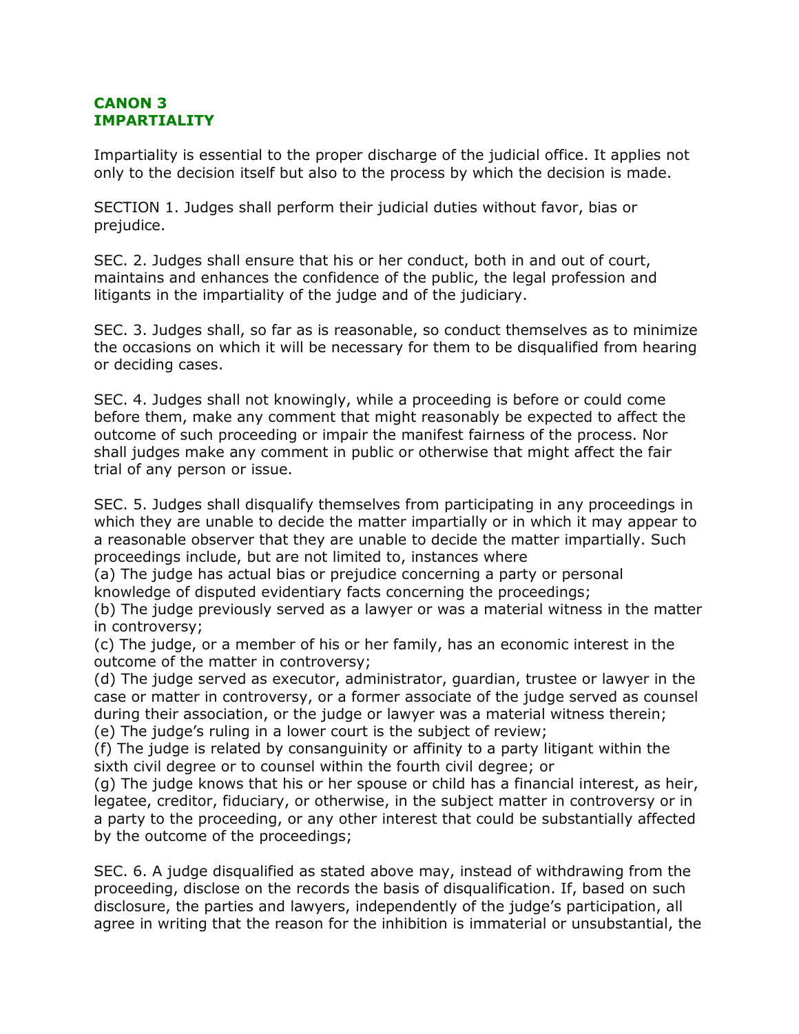## CANON 3
## IMPARTIALITY

Impartiality is essential to the proper discharge of the judicial office. It applies not only to the decision itself but also to the process by which the decision is made.

SECTION 1. Judges shall perform their judicial duties without favor, bias or prejudice.

SEC. 2. Judges shall ensure that his or her conduct, both in and out of court, maintains and enhances the confidence of the public, the legal profession and litigants in the impartiality of the judge and of the judiciary.

SEC. 3. Judges shall, so far as is reasonable, so conduct themselves as to minimize the occasions on which it will be necessary for them to be disqualified from hearing or deciding cases.

SEC. 4. Judges shall not knowingly, while a proceeding is before or could come before them, make any comment that might reasonably be expected to affect the outcome of such proceeding or impair the manifest fairness of the process. Nor shall judges make any comment in public or otherwise that might affect the fair trial of any person or issue.

SEC. 5. Judges shall disqualify themselves from participating in any proceedings in which they are unable to decide the matter impartially or in which it may appear to a reasonable observer that they are unable to decide the matter impartially. Such proceedings include, but are not limited to, instances where

(a) The judge has actual bias or prejudice concerning a party or personal knowledge of disputed evidentiary facts concerning the proceedings;

(b) The judge previously served as a lawyer or was a material witness in the matter in controversy;

(c) The judge, or a member of his or her family, has an economic interest in the outcome of the matter in controversy;

(d) The judge served as executor, administrator, guardian, trustee or lawyer in the case or matter in controversy, or a former associate of the judge served as counsel during their association, or the judge or lawyer was a material witness therein;

(e) The judge's ruling in a lower court is the subject of review;

(f) The judge is related by consanguinity or affinity to a party litigant within the sixth civil degree or to counsel within the fourth civil degree; or

(g) The judge knows that his or her spouse or child has a financial interest, as heir, legatee, creditor, fiduciary, or otherwise, in the subject matter in controversy or in a party to the proceeding, or any other interest that could be substantially affected by the outcome of the proceedings;

SEC. 6. A judge disqualified as stated above may, instead of withdrawing from the proceeding, disclose on the records the basis of disqualification. If, based on such disclosure, the parties and lawyers, independently of the judge's participation, all agree in writing that the reason for the inhibition is immaterial or unsubstantial, the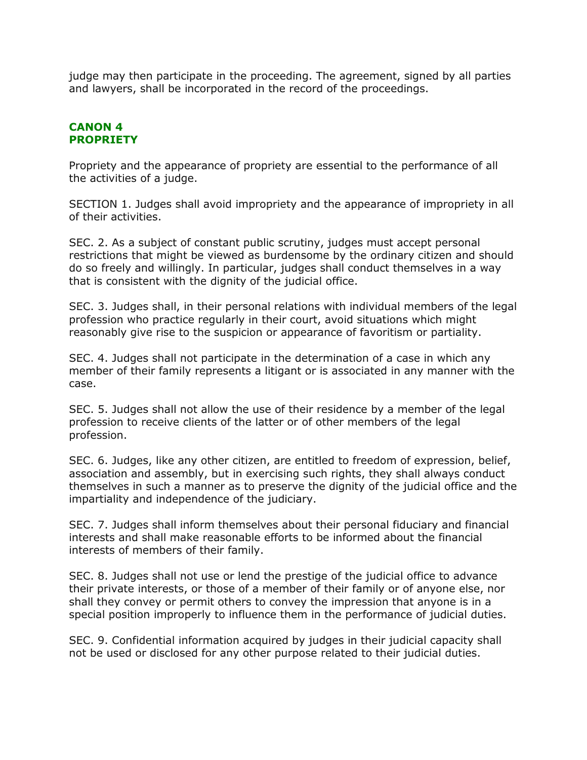judge may then participate in the proceeding. The agreement, signed by all parties and lawyers, shall be incorporated in the record of the proceedings.

## CANON 4
## PROPRIETY

Propriety and the appearance of propriety are essential to the performance of all the activities of a judge.

SECTION 1. Judges shall avoid impropriety and the appearance of impropriety in all of their activities.

SEC. 2. As a subject of constant public scrutiny, judges must accept personal restrictions that might be viewed as burdensome by the ordinary citizen and should do so freely and willingly. In particular, judges shall conduct themselves in a way that is consistent with the dignity of the judicial office.

SEC. 3. Judges shall, in their personal relations with individual members of the legal profession who practice regularly in their court, avoid situations which might reasonably give rise to the suspicion or appearance of favoritism or partiality.

SEC. 4. Judges shall not participate in the determination of a case in which any member of their family represents a litigant or is associated in any manner with the case.

SEC. 5. Judges shall not allow the use of their residence by a member of the legal profession to receive clients of the latter or of other members of the legal profession.

SEC. 6. Judges, like any other citizen, are entitled to freedom of expression, belief, association and assembly, but in exercising such rights, they shall always conduct themselves in such a manner as to preserve the dignity of the judicial office and the impartiality and independence of the judiciary.

SEC. 7. Judges shall inform themselves about their personal fiduciary and financial interests and shall make reasonable efforts to be informed about the financial interests of members of their family.

SEC. 8. Judges shall not use or lend the prestige of the judicial office to advance their private interests, or those of a member of their family or of anyone else, nor shall they convey or permit others to convey the impression that anyone is in a special position improperly to influence them in the performance of judicial duties.

SEC. 9. Confidential information acquired by judges in their judicial capacity shall not be used or disclosed for any other purpose related to their judicial duties.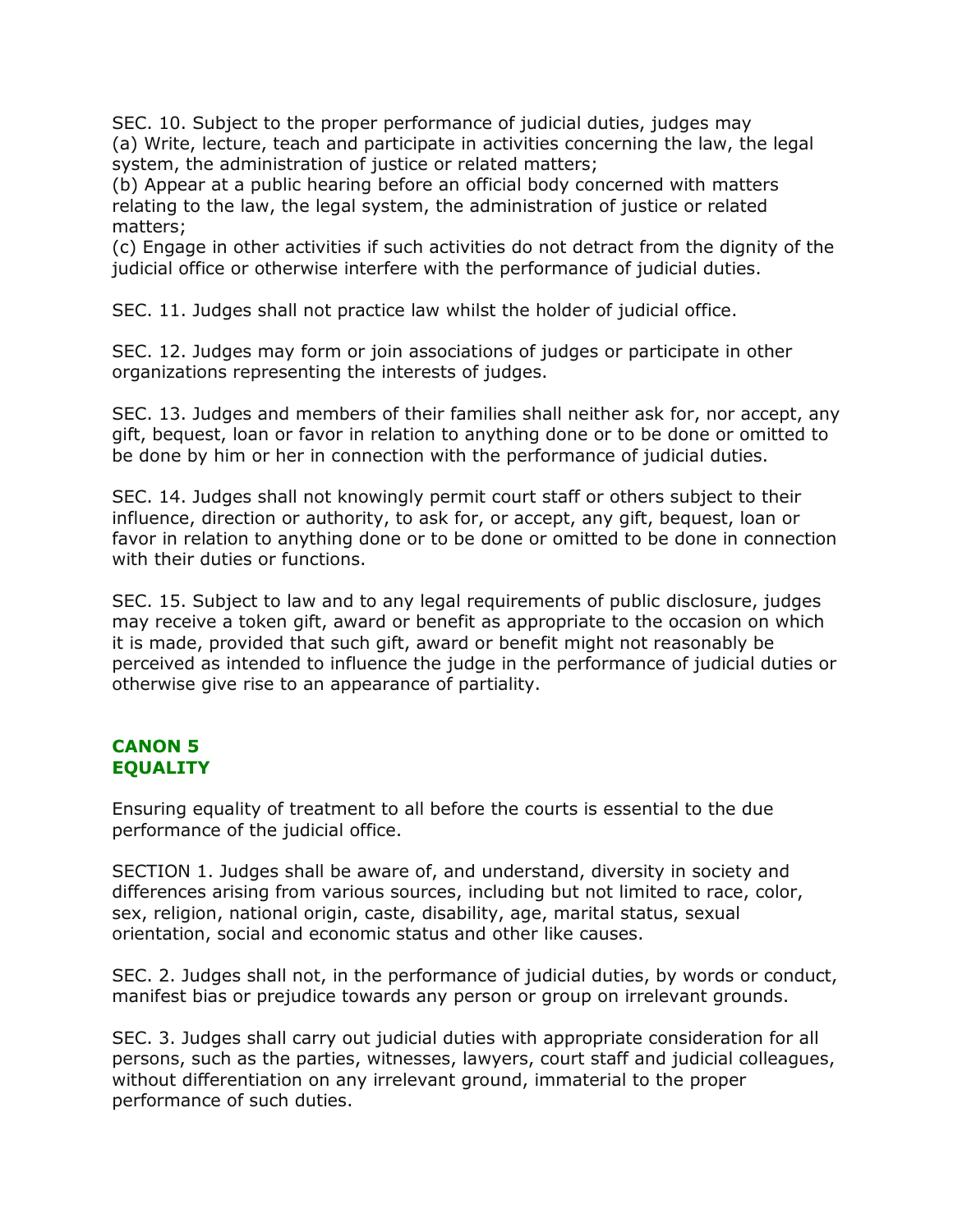SEC. 10. Subject to the proper performance of judicial duties, judges may
(a) Write, lecture, teach and participate in activities concerning the law, the legal system, the administration of justice or related matters;
(b) Appear at a public hearing before an official body concerned with matters relating to the law, the legal system, the administration of justice or related matters;
(c) Engage in other activities if such activities do not detract from the dignity of the judicial office or otherwise interfere with the performance of judicial duties.

SEC. 11. Judges shall not practice law whilst the holder of judicial office.

SEC. 12. Judges may form or join associations of judges or participate in other organizations representing the interests of judges.

SEC. 13. Judges and members of their families shall neither ask for, nor accept, any gift, bequest, loan or favor in relation to anything done or to be done or omitted to be done by him or her in connection with the performance of judicial duties.

SEC. 14. Judges shall not knowingly permit court staff or others subject to their influence, direction or authority, to ask for, or accept, any gift, bequest, loan or favor in relation to anything done or to be done or omitted to be done in connection with their duties or functions.

SEC. 15. Subject to law and to any legal requirements of public disclosure, judges may receive a token gift, award or benefit as appropriate to the occasion on which it is made, provided that such gift, award or benefit might not reasonably be perceived as intended to influence the judge in the performance of judicial duties or otherwise give rise to an appearance of partiality.

## CANON 5
## EQUALITY

Ensuring equality of treatment to all before the courts is essential to the due performance of the judicial office.

SECTION 1. Judges shall be aware of, and understand, diversity in society and differences arising from various sources, including but not limited to race, color, sex, religion, national origin, caste, disability, age, marital status, sexual orientation, social and economic status and other like causes.

SEC. 2. Judges shall not, in the performance of judicial duties, by words or conduct, manifest bias or prejudice towards any person or group on irrelevant grounds.

SEC. 3. Judges shall carry out judicial duties with appropriate consideration for all persons, such as the parties, witnesses, lawyers, court staff and judicial colleagues, without differentiation on any irrelevant ground, immaterial to the proper performance of such duties.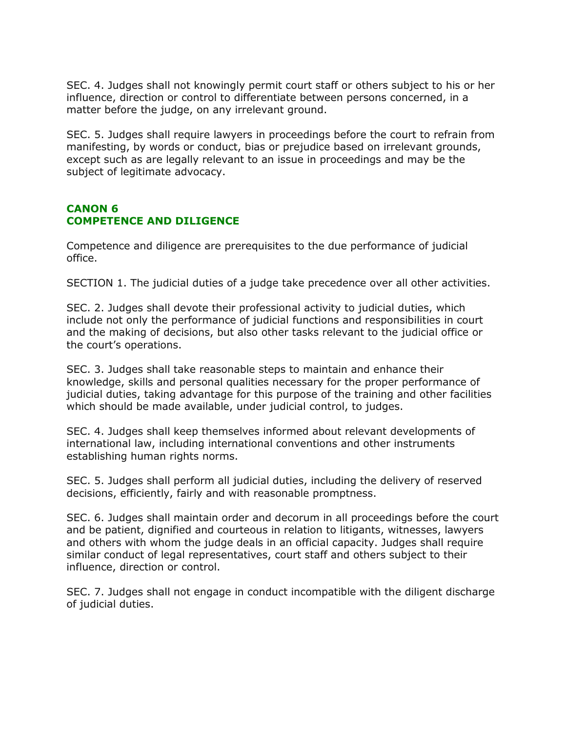SEC. 4. Judges shall not knowingly permit court staff or others subject to his or her influence, direction or control to differentiate between persons concerned, in a matter before the judge, on any irrelevant ground.

SEC. 5. Judges shall require lawyers in proceedings before the court to refrain from manifesting, by words or conduct, bias or prejudice based on irrelevant grounds, except such as are legally relevant to an issue in proceedings and may be the subject of legitimate advocacy.

## CANON 6
## COMPETENCE AND DILIGENCE

Competence and diligence are prerequisites to the due performance of judicial office.

SECTION 1. The judicial duties of a judge take precedence over all other activities.

SEC. 2. Judges shall devote their professional activity to judicial duties, which include not only the performance of judicial functions and responsibilities in court and the making of decisions, but also other tasks relevant to the judicial office or the court's operations.

SEC. 3. Judges shall take reasonable steps to maintain and enhance their knowledge, skills and personal qualities necessary for the proper performance of judicial duties, taking advantage for this purpose of the training and other facilities which should be made available, under judicial control, to judges.

SEC. 4. Judges shall keep themselves informed about relevant developments of international law, including international conventions and other instruments establishing human rights norms.

SEC. 5. Judges shall perform all judicial duties, including the delivery of reserved decisions, efficiently, fairly and with reasonable promptness.

SEC. 6. Judges shall maintain order and decorum in all proceedings before the court and be patient, dignified and courteous in relation to litigants, witnesses, lawyers and others with whom the judge deals in an official capacity. Judges shall require similar conduct of legal representatives, court staff and others subject to their influence, direction or control.

SEC. 7. Judges shall not engage in conduct incompatible with the diligent discharge of judicial duties.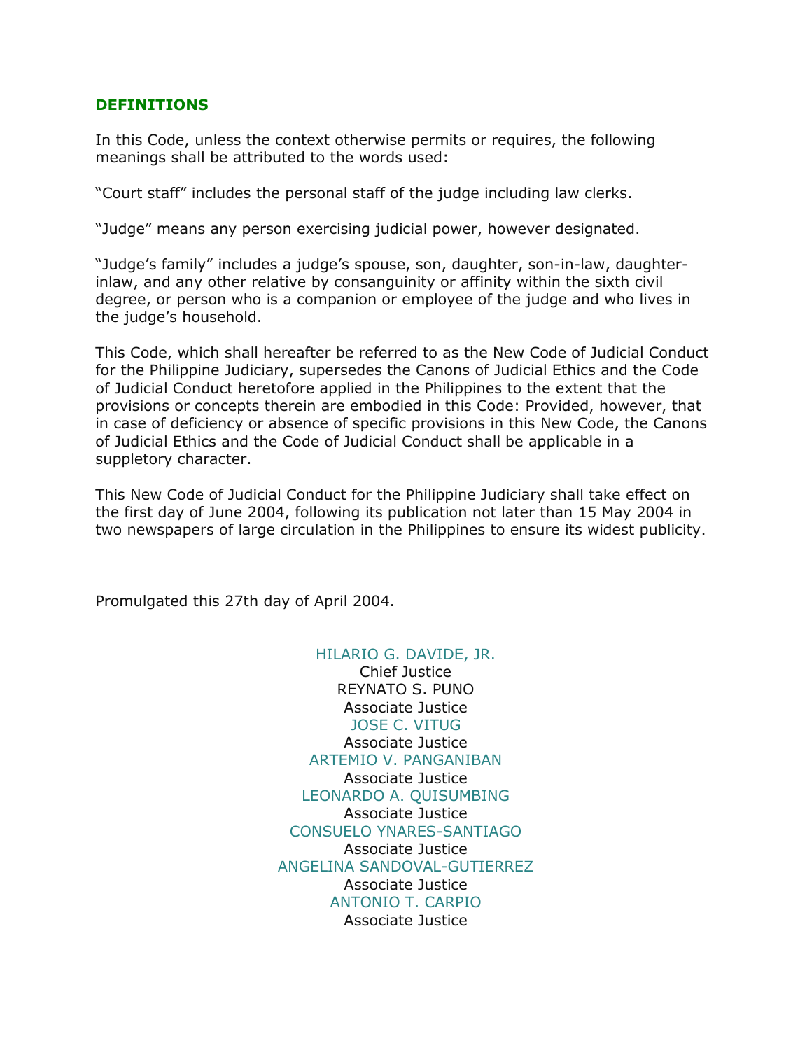## DEFINITIONS

In this Code, unless the context otherwise permits or requires, the following meanings shall be attributed to the words used:

"Court staff" includes the personal staff of the judge including law clerks.

"Judge" means any person exercising judicial power, however designated.

"Judge's family" includes a judge's spouse, son, daughter, son-in-law, daughter-inlaw, and any other relative by consanguinity or affinity within the sixth civil degree, or person who is a companion or employee of the judge and who lives in the judge's household.

This Code, which shall hereafter be referred to as the New Code of Judicial Conduct for the Philippine Judiciary, supersedes the Canons of Judicial Ethics and the Code of Judicial Conduct heretofore applied in the Philippines to the extent that the provisions or concepts therein are embodied in this Code: Provided, however, that in case of deficiency or absence of specific provisions in this New Code, the Canons of Judicial Ethics and the Code of Judicial Conduct shall be applicable in a suppletory character.

This New Code of Judicial Conduct for the Philippine Judiciary shall take effect on the first day of June 2004, following its publication not later than 15 May 2004 in two newspapers of large circulation in the Philippines to ensure its widest publicity.

Promulgated this 27th day of April 2004.

HILARIO G. DAVIDE, JR.
Chief Justice

REYNATO S. PUNO
Associate Justice

JOSE C. VITUG
Associate Justice

ARTEMIO V. PANGANIBAN
Associate Justice

LEONARDO A. QUISUMBING
Associate Justice

CONSUELO YNARES-SANTIAGO
Associate Justice

ANGELINA SANDOVAL-GUTIERREZ
Associate Justice

ANTONIO T. CARPIO
Associate Justice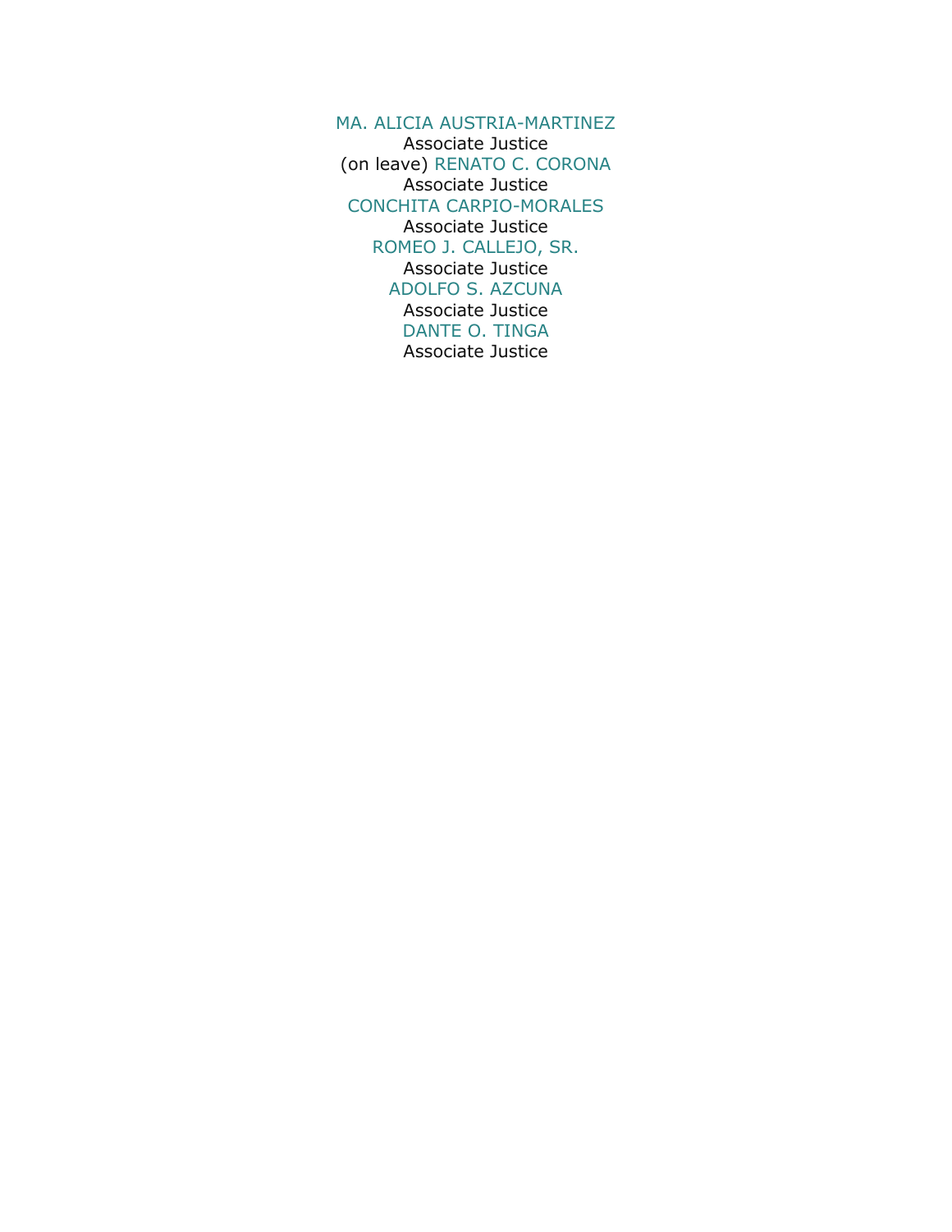MA. ALICIA AUSTRIA-MARTINEZ
Associate Justice

(on leave) RENATO C. CORONA
Associate Justice

CONCHITA CARPIO-MORALES
Associate Justice

ROMEO J. CALLEJO, SR.
Associate Justice

ADOLFO S. AZCUNA
Associate Justice

DANTE O. TINGA
Associate Justice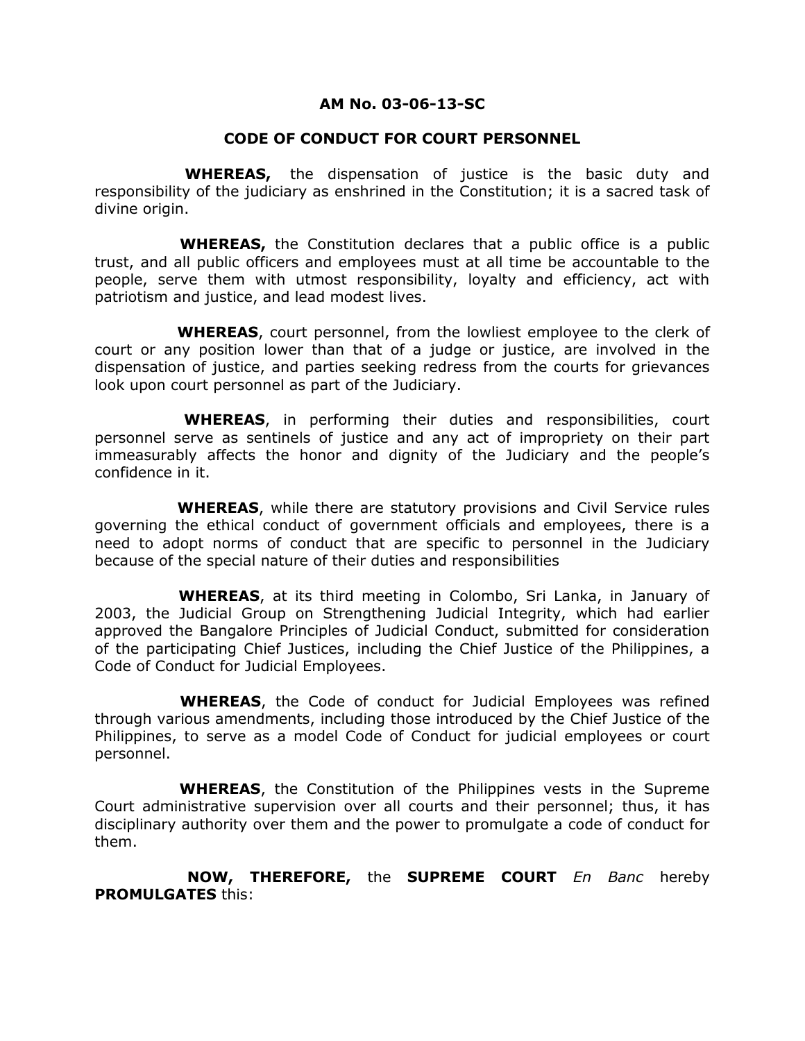## AM No. 03-06-13-SC

## CODE OF CONDUCT FOR COURT PERSONNEL

**WHEREAS,** the dispensation of justice is the basic duty and responsibility of the judiciary as enshrined in the Constitution; it is a sacred task of divine origin.

**WHEREAS,** the Constitution declares that a public office is a public trust, and all public officers and employees must at all time be accountable to the people, serve them with utmost responsibility, loyalty and efficiency, act with patriotism and justice, and lead modest lives.

**WHEREAS**, court personnel, from the lowliest employee to the clerk of court or any position lower than that of a judge or justice, are involved in the dispensation of justice, and parties seeking redress from the courts for grievances look upon court personnel as part of the Judiciary.

**WHEREAS**, in performing their duties and responsibilities, court personnel serve as sentinels of justice and any act of impropriety on their part immeasurably affects the honor and dignity of the Judiciary and the people's confidence in it.

**WHEREAS**, while there are statutory provisions and Civil Service rules governing the ethical conduct of government officials and employees, there is a need to adopt norms of conduct that are specific to personnel in the Judiciary because of the special nature of their duties and responsibilities

**WHEREAS**, at its third meeting in Colombo, Sri Lanka, in January of 2003, the Judicial Group on Strengthening Judicial Integrity, which had earlier approved the Bangalore Principles of Judicial Conduct, submitted for consideration of the participating Chief Justices, including the Chief Justice of the Philippines, a Code of Conduct for Judicial Employees.

**WHEREAS**, the Code of conduct for Judicial Employees was refined through various amendments, including those introduced by the Chief Justice of the Philippines, to serve as a model Code of Conduct for judicial employees or court personnel.

**WHEREAS**, the Constitution of the Philippines vests in the Supreme Court administrative supervision over all courts and their personnel; thus, it has disciplinary authority over them and the power to promulgate a code of conduct for them.

**NOW, THEREFORE,** the **SUPREME COURT** *En Banc* hereby **PROMULGATES** this: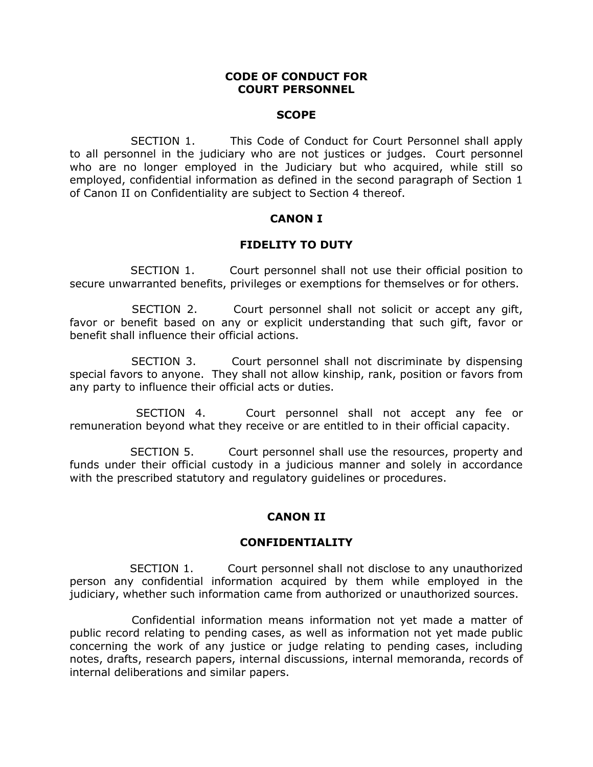# CODE OF CONDUCT FOR COURT PERSONNEL

## SCOPE

SECTION 1. This Code of Conduct for Court Personnel shall apply to all personnel in the judiciary who are not justices or judges. Court personnel who are no longer employed in the Judiciary but who acquired, while still so employed, confidential information as defined in the second paragraph of Section 1 of Canon II on Confidentiality are subject to Section 4 thereof.

## CANON I

## FIDELITY TO DUTY

SECTION 1. Court personnel shall not use their official position to secure unwarranted benefits, privileges or exemptions for themselves or for others.

SECTION 2. Court personnel shall not solicit or accept any gift, favor or benefit based on any or explicit understanding that such gift, favor or benefit shall influence their official actions.

SECTION 3. Court personnel shall not discriminate by dispensing special favors to anyone. They shall not allow kinship, rank, position or favors from any party to influence their official acts or duties.

SECTION 4. Court personnel shall not accept any fee or remuneration beyond what they receive or are entitled to in their official capacity.

SECTION 5. Court personnel shall use the resources, property and funds under their official custody in a judicious manner and solely in accordance with the prescribed statutory and regulatory guidelines or procedures.

## CANON II

## CONFIDENTIALITY

SECTION 1. Court personnel shall not disclose to any unauthorized person any confidential information acquired by them while employed in the judiciary, whether such information came from authorized or unauthorized sources.

Confidential information means information not yet made a matter of public record relating to pending cases, as well as information not yet made public concerning the work of any justice or judge relating to pending cases, including notes, drafts, research papers, internal discussions, internal memoranda, records of internal deliberations and similar papers.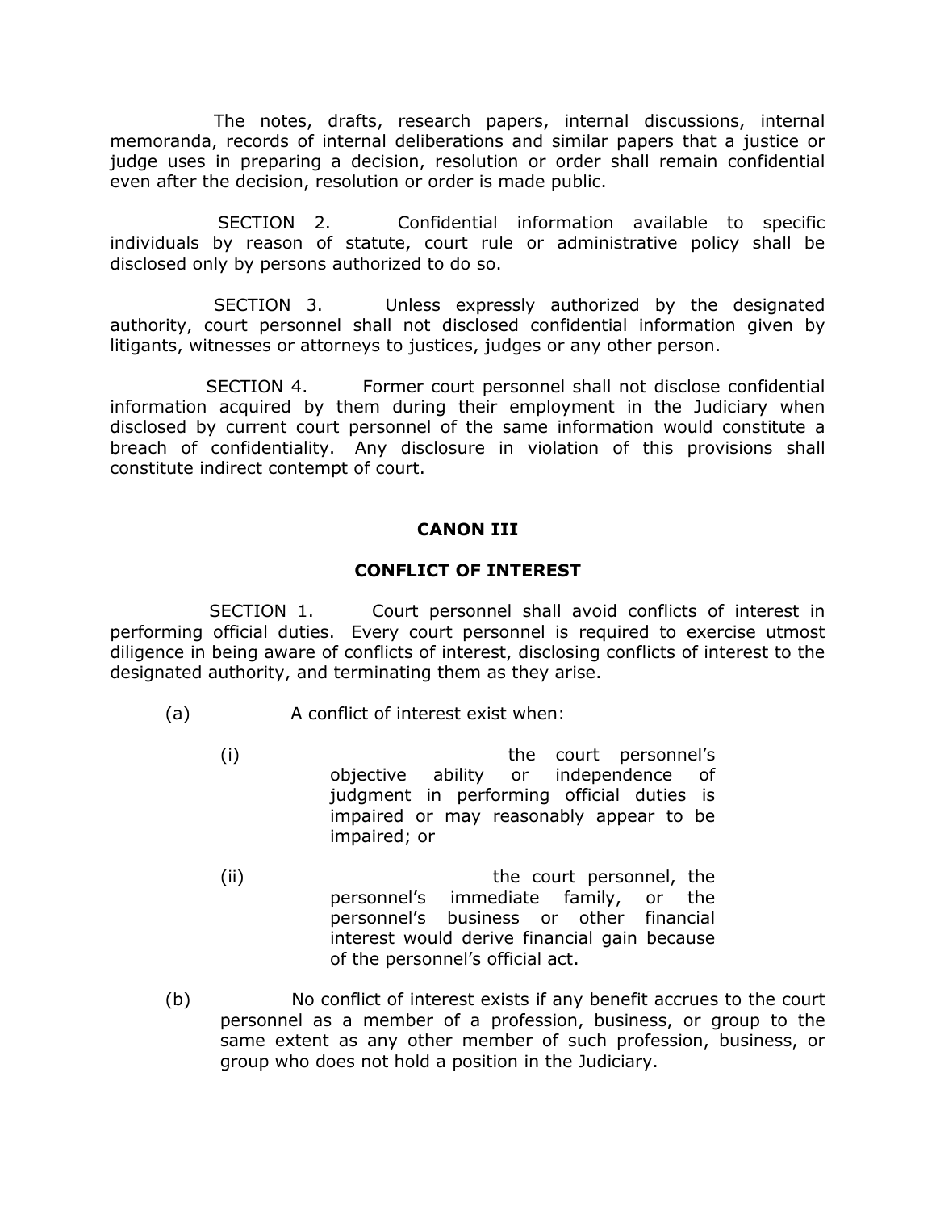The notes, drafts, research papers, internal discussions, internal memoranda, records of internal deliberations and similar papers that a justice or judge uses in preparing a decision, resolution or order shall remain confidential even after the decision, resolution or order is made public.

SECTION 2. Confidential information available to specific individuals by reason of statute, court rule or administrative policy shall be disclosed only by persons authorized to do so.

SECTION 3. Unless expressly authorized by the designated authority, court personnel shall not disclosed confidential information given by litigants, witnesses or attorneys to justices, judges or any other person.

SECTION 4. Former court personnel shall not disclose confidential information acquired by them during their employment in the Judiciary when disclosed by current court personnel of the same information would constitute a breach of confidentiality. Any disclosure in violation of this provisions shall constitute indirect contempt of court.

## CANON III

## CONFLICT OF INTEREST

SECTION 1. Court personnel shall avoid conflicts of interest in performing official duties. Every court personnel is required to exercise utmost diligence in being aware of conflicts of interest, disclosing conflicts of interest to the designated authority, and terminating them as they arise.

(a) A conflict of interest exist when:

(i) the court personnel's objective ability or independence of judgment in performing official duties is impaired or may reasonably appear to be impaired; or

(ii) the court personnel, the personnel's immediate family, or the personnel's business or other financial interest would derive financial gain because of the personnel's official act.

(b) No conflict of interest exists if any benefit accrues to the court personnel as a member of a profession, business, or group to the same extent as any other member of such profession, business, or group who does not hold a position in the Judiciary.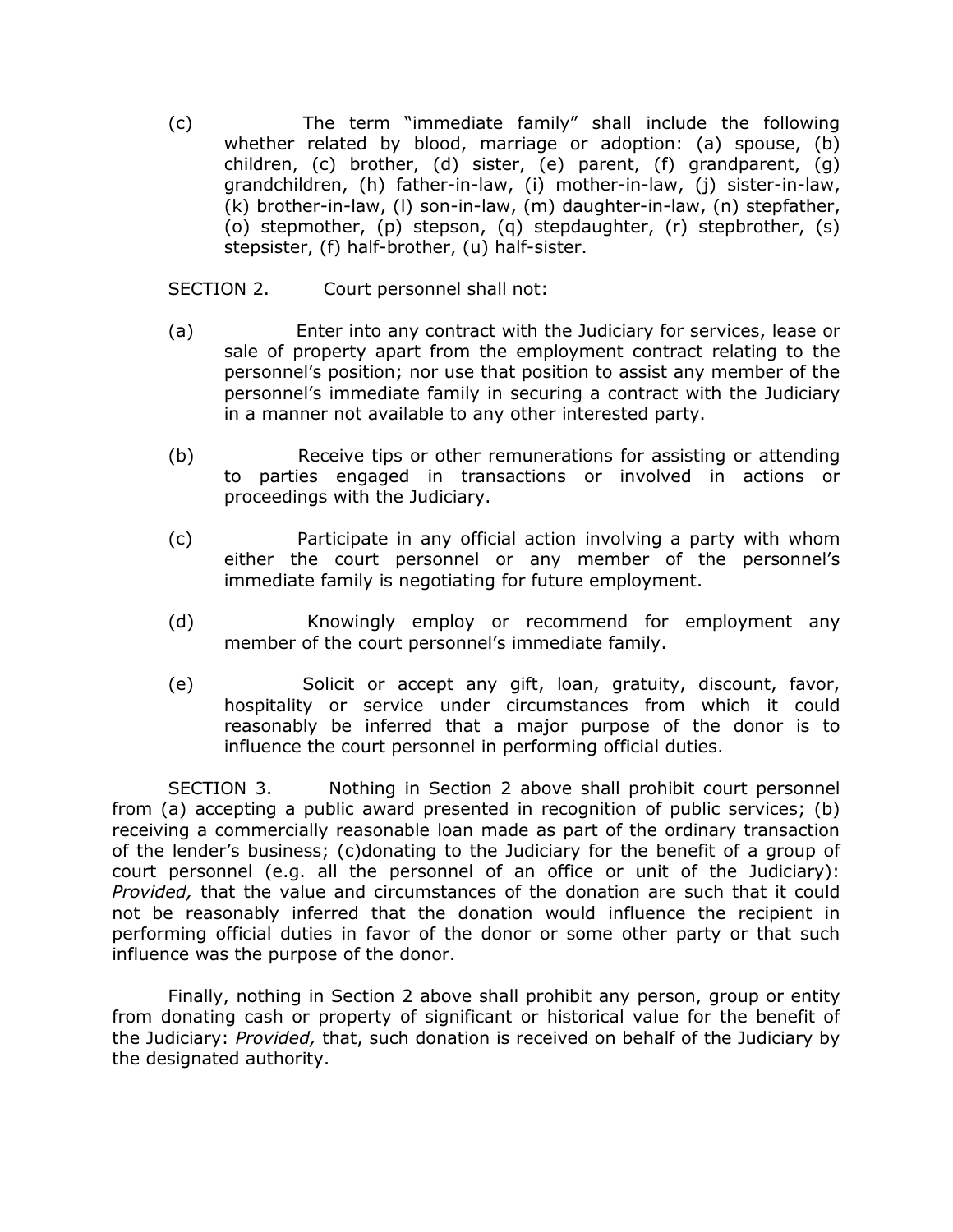(c) The term "immediate family" shall include the following whether related by blood, marriage or adoption: (a) spouse, (b) children, (c) brother, (d) sister, (e) parent, (f) grandparent, (g) grandchildren, (h) father-in-law, (i) mother-in-law, (j) sister-in-law, (k) brother-in-law, (l) son-in-law, (m) daughter-in-law, (n) stepfather, (o) stepmother, (p) stepson, (q) stepdaughter, (r) stepbrother, (s) stepsister, (f) half-brother, (u) half-sister.

SECTION 2. Court personnel shall not:

(a) Enter into any contract with the Judiciary for services, lease or sale of property apart from the employment contract relating to the personnel's position; nor use that position to assist any member of the personnel's immediate family in securing a contract with the Judiciary in a manner not available to any other interested party.

(b) Receive tips or other remunerations for assisting or attending to parties engaged in transactions or involved in actions or proceedings with the Judiciary.

(c) Participate in any official action involving a party with whom either the court personnel or any member of the personnel's immediate family is negotiating for future employment.

(d) Knowingly employ or recommend for employment any member of the court personnel's immediate family.

(e) Solicit or accept any gift, loan, gratuity, discount, favor, hospitality or service under circumstances from which it could reasonably be inferred that a major purpose of the donor is to influence the court personnel in performing official duties.

SECTION 3. Nothing in Section 2 above shall prohibit court personnel from (a) accepting a public award presented in recognition of public services; (b) receiving a commercially reasonable loan made as part of the ordinary transaction of the lender's business; (c)donating to the Judiciary for the benefit of a group of court personnel (e.g. all the personnel of an office or unit of the Judiciary): *Provided,* that the value and circumstances of the donation are such that it could not be reasonably inferred that the donation would influence the recipient in performing official duties in favor of the donor or some other party or that such influence was the purpose of the donor.

Finally, nothing in Section 2 above shall prohibit any person, group or entity from donating cash or property of significant or historical value for the benefit of the Judiciary: *Provided,* that, such donation is received on behalf of the Judiciary by the designated authority.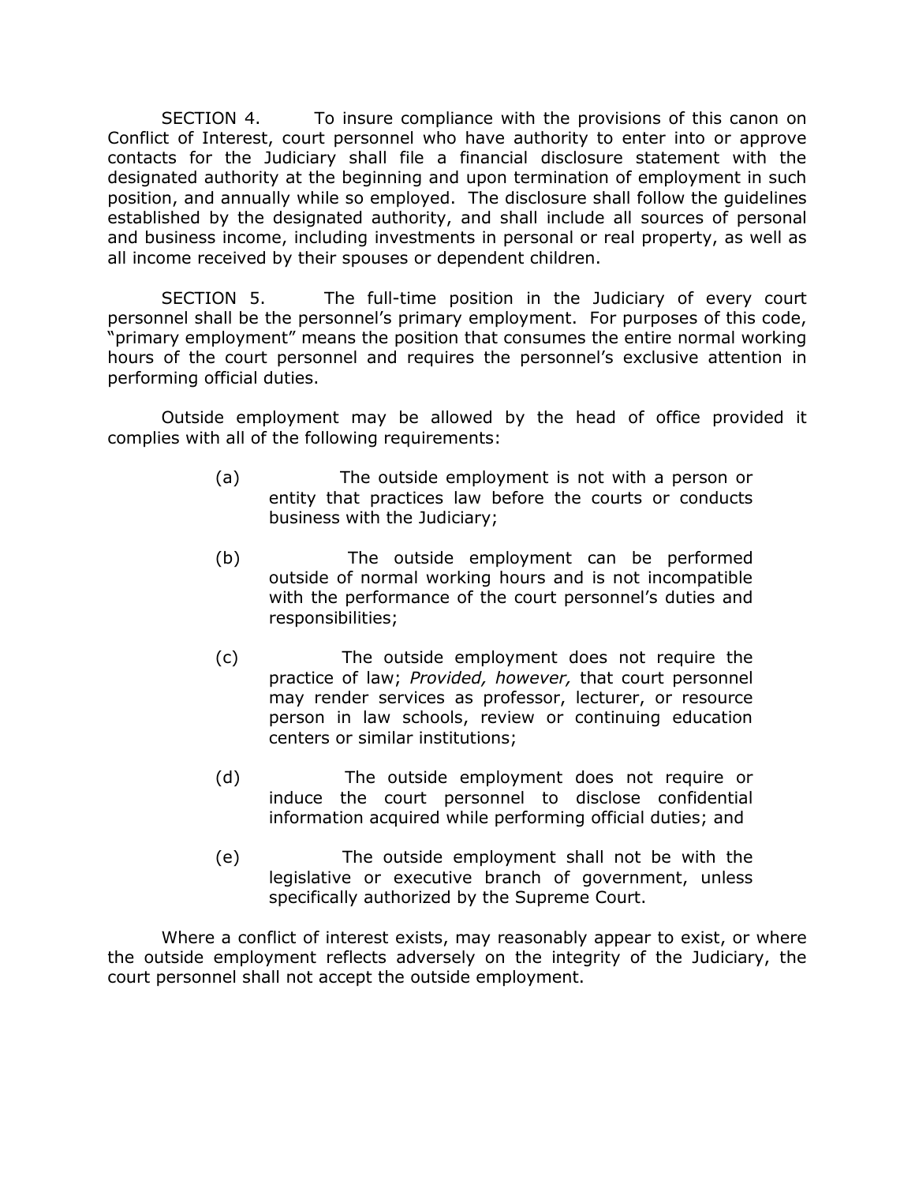SECTION 4. To insure compliance with the provisions of this canon on Conflict of Interest, court personnel who have authority to enter into or approve contacts for the Judiciary shall file a financial disclosure statement with the designated authority at the beginning and upon termination of employment in such position, and annually while so employed. The disclosure shall follow the guidelines established by the designated authority, and shall include all sources of personal and business income, including investments in personal or real property, as well as all income received by their spouses or dependent children.

SECTION 5. The full-time position in the Judiciary of every court personnel shall be the personnel's primary employment. For purposes of this code, "primary employment" means the position that consumes the entire normal working hours of the court personnel and requires the personnel's exclusive attention in performing official duties.

Outside employment may be allowed by the head of office provided it complies with all of the following requirements:

(a) The outside employment is not with a person or entity that practices law before the courts or conducts business with the Judiciary;

(b) The outside employment can be performed outside of normal working hours and is not incompatible with the performance of the court personnel's duties and responsibilities;

(c) The outside employment does not require the practice of law; *Provided, however,* that court personnel may render services as professor, lecturer, or resource person in law schools, review or continuing education centers or similar institutions;

(d) The outside employment does not require or induce the court personnel to disclose confidential information acquired while performing official duties; and

(e) The outside employment shall not be with the legislative or executive branch of government, unless specifically authorized by the Supreme Court.

Where a conflict of interest exists, may reasonably appear to exist, or where the outside employment reflects adversely on the integrity of the Judiciary, the court personnel shall not accept the outside employment.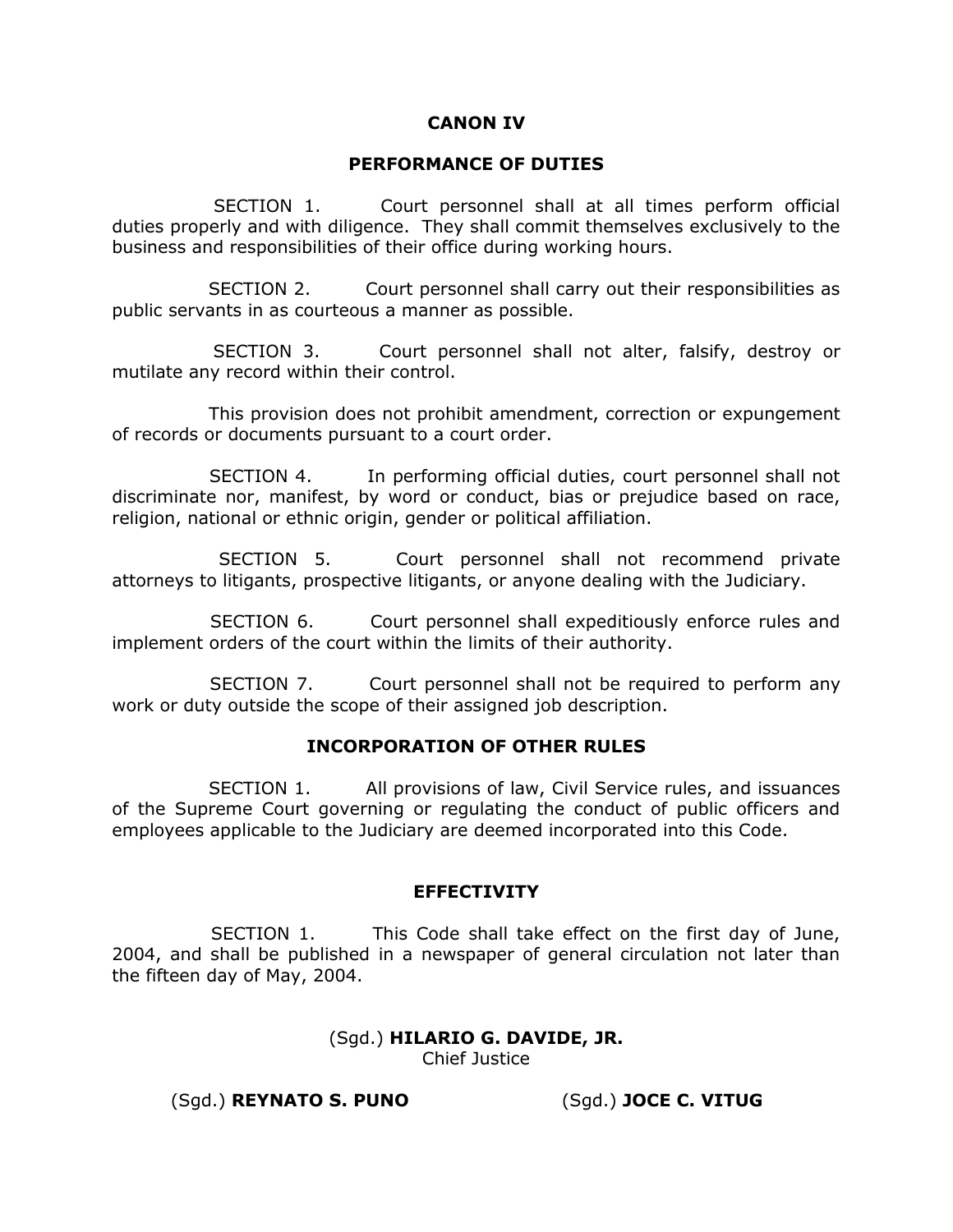## CANON IV

## PERFORMANCE OF DUTIES

SECTION 1. Court personnel shall at all times perform official duties properly and with diligence. They shall commit themselves exclusively to the business and responsibilities of their office during working hours.

SECTION 2. Court personnel shall carry out their responsibilities as public servants in as courteous a manner as possible.

SECTION 3. Court personnel shall not alter, falsify, destroy or mutilate any record within their control.

This provision does not prohibit amendment, correction or expungement of records or documents pursuant to a court order.

SECTION 4. In performing official duties, court personnel shall not discriminate nor, manifest, by word or conduct, bias or prejudice based on race, religion, national or ethnic origin, gender or political affiliation.

SECTION 5. Court personnel shall not recommend private attorneys to litigants, prospective litigants, or anyone dealing with the Judiciary.

SECTION 6. Court personnel shall expeditiously enforce rules and implement orders of the court within the limits of their authority.

SECTION 7. Court personnel shall not be required to perform any work or duty outside the scope of their assigned job description.

## INCORPORATION OF OTHER RULES

SECTION 1. All provisions of law, Civil Service rules, and issuances of the Supreme Court governing or regulating the conduct of public officers and employees applicable to the Judiciary are deemed incorporated into this Code.

## EFFECTIVITY

SECTION 1. This Code shall take effect on the first day of June, 2004, and shall be published in a newspaper of general circulation not later than the fifteen day of May, 2004.

(Sgd.) **HILARIO G. DAVIDE, JR.**
Chief Justice

(Sgd.) **REYNATO S. PUNO** (Sgd.) **JOCE C. VITUG**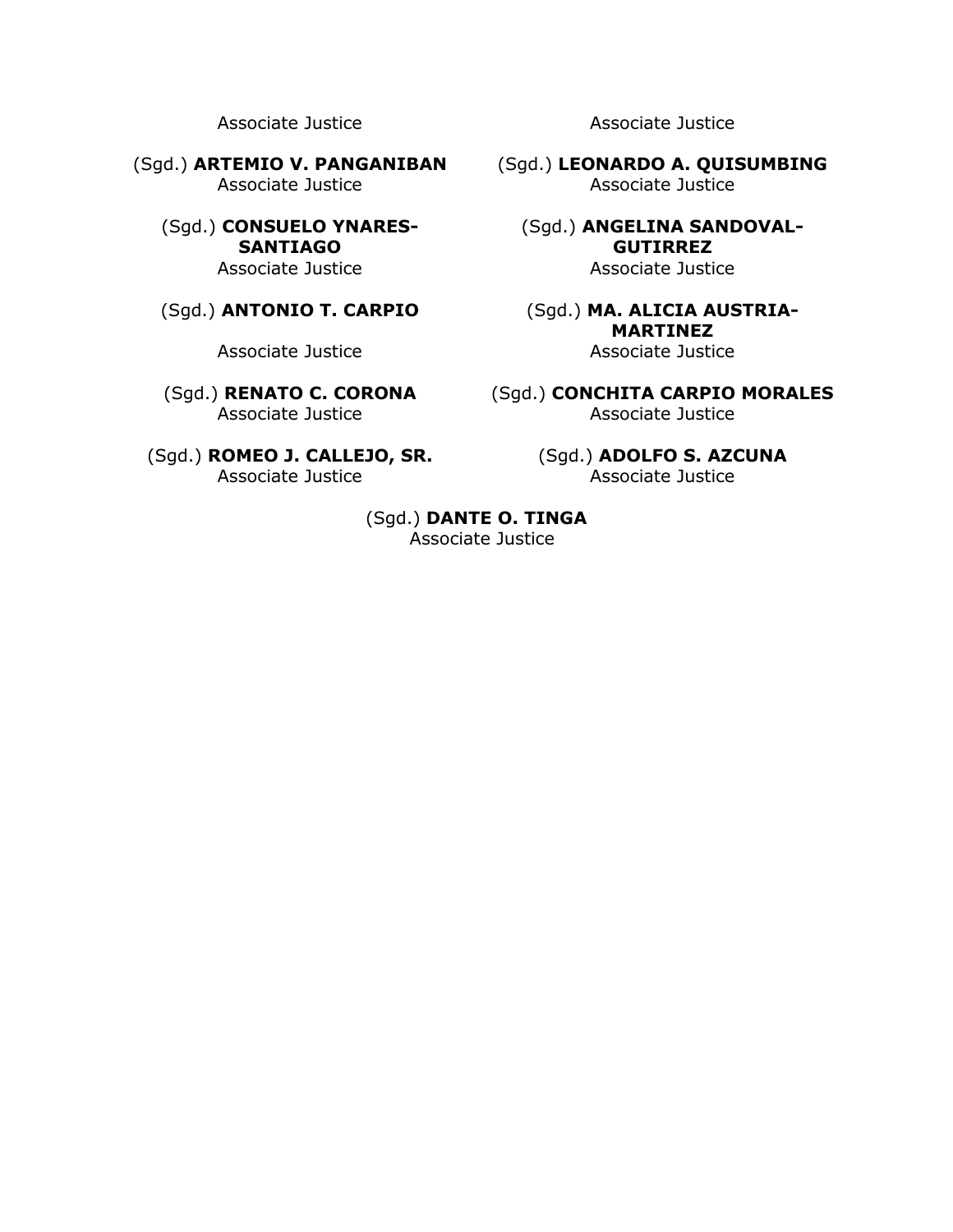Associate Justice

Associate Justice

(Sgd.) **ARTEMIO V. PANGANIBAN**
Associate Justice

(Sgd.) **LEONARDO A. QUISUMBING**
Associate Justice

(Sgd.) **CONSUELO YNARES-SANTIAGO**
Associate Justice

(Sgd.) **ANGELINA SANDOVAL-GUTIRREZ**
Associate Justice

(Sgd.) **ANTONIO T. CARPIO**
Associate Justice

(Sgd.) **MA. ALICIA AUSTRIA-MARTINEZ**
Associate Justice

(Sgd.) **RENATO C. CORONA**
Associate Justice

(Sgd.) **CONCHITA CARPIO MORALES**
Associate Justice

(Sgd.) **ROMEO J. CALLEJO, SR.**
Associate Justice

(Sgd.) **ADOLFO S. AZCUNA**
Associate Justice

(Sgd.) **DANTE O. TINGA**
Associate Justice